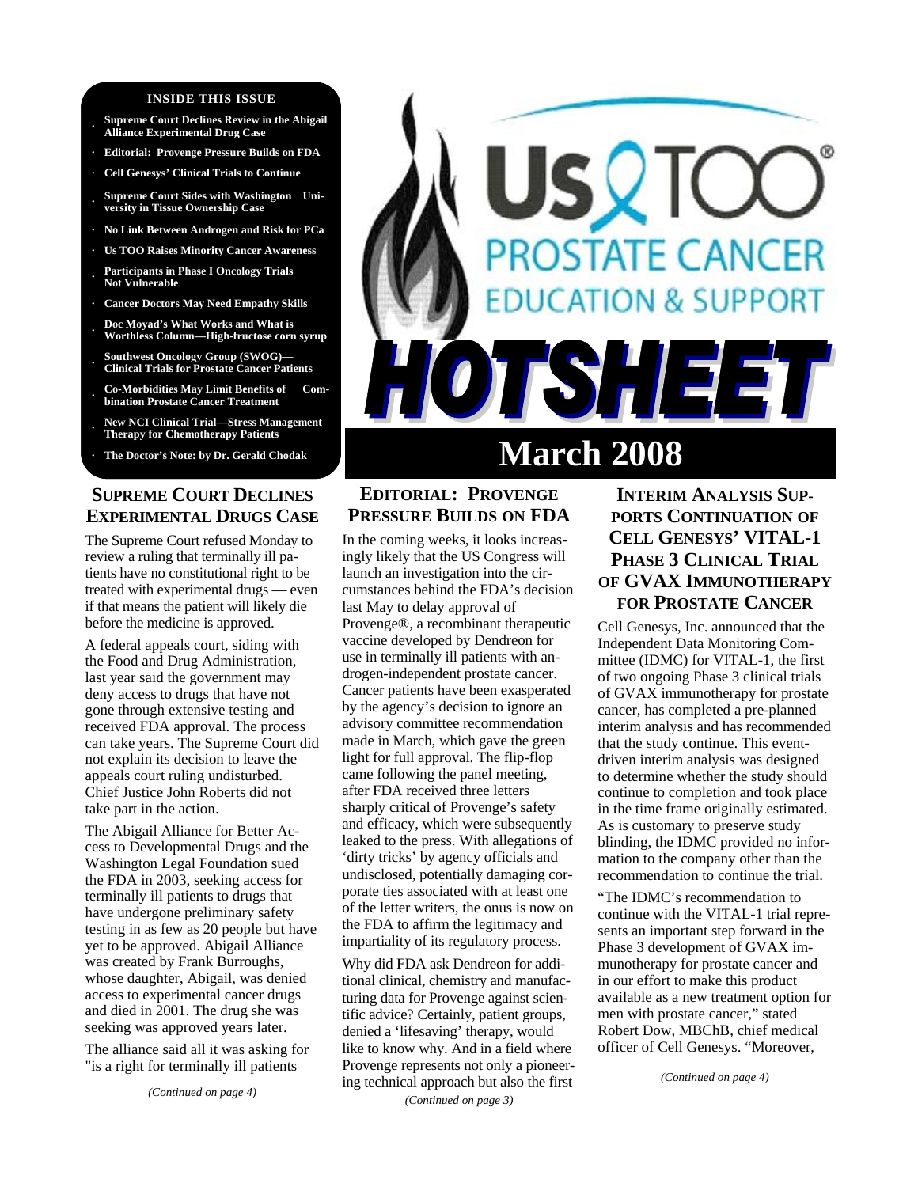**INSIDE THIS ISSUE**

- Supreme Court Declines Review in the Abigail Alliance Experimental Drug Case
- Editorial: Provenge Pressure Builds on FDA
- Cell Genesys' Clinical Trials to Continue
- Supreme Court Sides with Washington University in Tissue Ownership Case
- No Link Between Androgen and Risk for PCa
- Us TOO Raises Minority Cancer Awareness
- Participants in Phase I Oncology Trials Not Vulnerable
- Cancer Doctors May Need Empathy Skills
- Doc Moyad's What Works and What is Worthless Column—High-fructose corn syrup
- Southwest Oncology Group (SWOG)—Clinical Trials for Prostate Cancer Patients
- Co-Morbidities May Limit Benefits of Combination Prostate Cancer Treatment
- New NCI Clinical Trial—Stress Management Therapy for Chemotherapy Patients
- The Doctor's Note: by Dr. Gerald Chodak

# Us TOO® PROSTATE CANCER EDUCATION & SUPPORT HOTSHEET

# March 2008

## SUPREME COURT DECLINES EXPERIMENTAL DRUGS CASE

The Supreme Court refused Monday to review a ruling that terminally ill patients have no constitutional right to be treated with experimental drugs — even if that means the patient will likely die before the medicine is approved.

A federal appeals court, siding with the Food and Drug Administration, last year said the government may deny access to drugs that have not gone through extensive testing and received FDA approval. The process can take years. The Supreme Court did not explain its decision to leave the appeals court ruling undisturbed. Chief Justice John Roberts did not take part in the action.

The Abigail Alliance for Better Access to Developmental Drugs and the Washington Legal Foundation sued the FDA in 2003, seeking access for terminally ill patients to drugs that have undergone preliminary safety testing in as few as 20 people but have yet to be approved. Abigail Alliance was created by Frank Burroughs, whose daughter, Abigail, was denied access to experimental cancer drugs and died in 2001. The drug she was seeking was approved years later.

The alliance said all it was asking for "is a right for terminally ill patients

*(Continued on page 4)*

## EDITORIAL: PROVENGE PRESSURE BUILDS ON FDA

In the coming weeks, it looks increasingly likely that the US Congress will launch an investigation into the circumstances behind the FDA's decision last May to delay approval of Provenge®, a recombinant therapeutic vaccine developed by Dendreon for use in terminally ill patients with androgen-independent prostate cancer. Cancer patients have been exasperated by the agency's decision to ignore an advisory committee recommendation made in March, which gave the green light for full approval. The flip-flop came following the panel meeting, after FDA received three letters sharply critical of Provenge's safety and efficacy, which were subsequently leaked to the press. With allegations of 'dirty tricks' by agency officials and undisclosed, potentially damaging corporate ties associated with at least one of the letter writers, the onus is now on the FDA to affirm the legitimacy and impartiality of its regulatory process.

Why did FDA ask Dendreon for additional clinical, chemistry and manufacturing data for Provenge against scientific advice? Certainly, patient groups, denied a 'lifesaving' therapy, would like to know why. And in a field where Provenge represents not only a pioneering technical approach but also the first

*(Continued on page 3)*

## INTERIM ANALYSIS SUPPORTS CONTINUATION OF CELL GENESYS' VITAL-1 PHASE 3 CLINICAL TRIAL OF GVAX IMMUNOTHERAPY FOR PROSTATE CANCER

Cell Genesys, Inc. announced that the Independent Data Monitoring Committee (IDMC) for VITAL-1, the first of two ongoing Phase 3 clinical trials of GVAX immunotherapy for prostate cancer, has completed a pre-planned interim analysis and has recommended that the study continue. This event-driven interim analysis was designed to determine whether the study should continue to completion and took place in the time frame originally estimated. As is customary to preserve study blinding, the IDMC provided no information to the company other than the recommendation to continue the trial.

"The IDMC's recommendation to continue with the VITAL-1 trial represents an important step forward in the Phase 3 development of GVAX immunotherapy for prostate cancer and in our effort to make this product available as a new treatment option for men with prostate cancer," stated Robert Dow, MBChB, chief medical officer of Cell Genesys. "Moreover,

*(Continued on page 4)*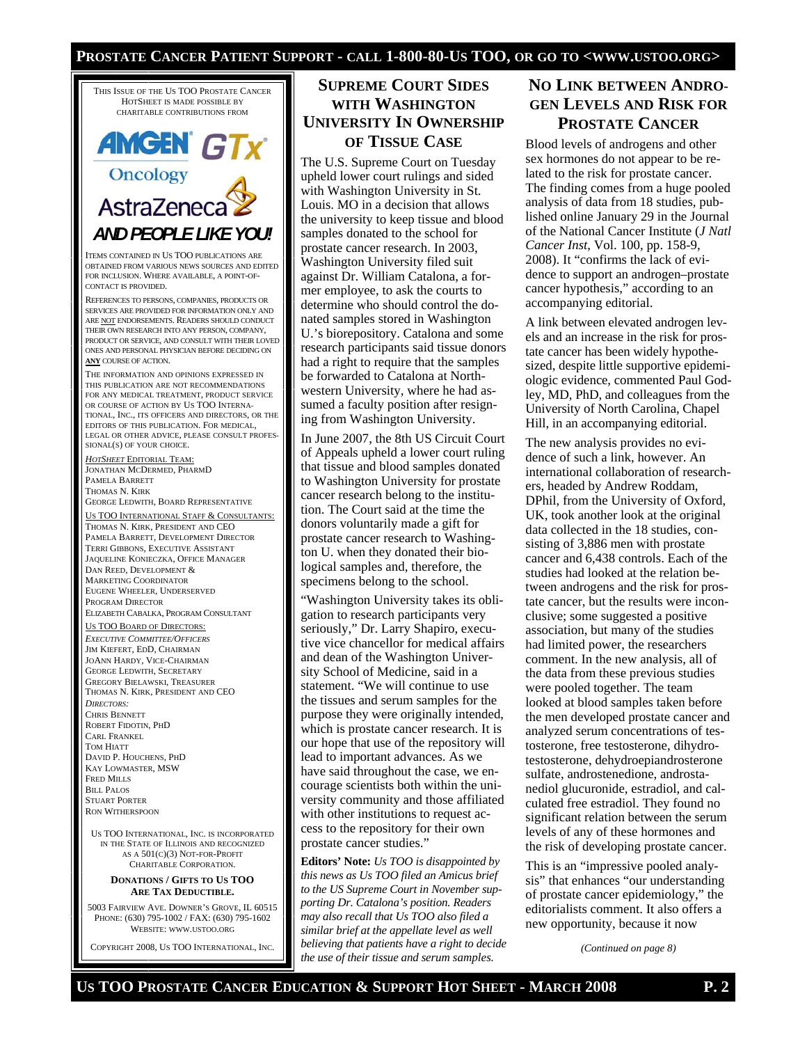THIS ISSUE OF THE US TOO PROSTATE CANCER HOTSHEET IS MADE POSSIBLE BY CHARITABLE CONTRIBUTIONS FROM

AMGEN Oncology GTx AstraZeneca

***AND PEOPLE LIKE YOU!***

ITEMS CONTAINED IN US TOO PUBLICATIONS ARE OBTAINED FROM VARIOUS NEWS SOURCES AND EDITED FOR INCLUSION. WHERE AVAILABLE, A POINT-OF-CONTACT IS PROVIDED.

REFERENCES TO PERSONS, COMPANIES, PRODUCTS OR SERVICES ARE PROVIDED FOR INFORMATION ONLY AND ARE NOT ENDORSEMENTS. READERS SHOULD CONDUCT THEIR OWN RESEARCH INTO ANY PERSON, COMPANY, PRODUCT OR SERVICE, AND CONSULT WITH THEIR LOVED ONES AND PERSONAL PHYSICIAN BEFORE DECIDING ON **ANY** COURSE OF ACTION.

THE INFORMATION AND OPINIONS EXPRESSED IN THIS PUBLICATION ARE NOT RECOMMENDATIONS FOR ANY MEDICAL TREATMENT, PRODUCT SERVICE OR COURSE OF ACTION BY US TOO INTERNATIONAL, INC., ITS OFFICERS AND DIRECTORS, OR THE EDITORS OF THIS PUBLICATION. FOR MEDICAL, LEGAL OR OTHER ADVICE, PLEASE CONSULT PROFESSIONAL(S) OF YOUR CHOICE.

*HOTSHEET* EDITORIAL TEAM:
JONATHAN MCDERMED, PHARMD
PAMELA BARRETT
THOMAS N. KIRK
GEORGE LEDWITH, BOARD REPRESENTATIVE

US TOO INTERNATIONAL STAFF & CONSULTANTS:
THOMAS N. KIRK, PRESIDENT AND CEO
PAMELA BARRETT, DEVELOPMENT DIRECTOR
TERRI GIBBONS, EXECUTIVE ASSISTANT
JAQUELINE KONIECZKA, OFFICE MANAGER
DAN REED, DEVELOPMENT & MARKETING COORDINATOR
EUGENE WHEELER, UNDERSERVED PROGRAM DIRECTOR
ELIZABETH CABALKA, PROGRAM CONSULTANT

US TOO BOARD OF DIRECTORS:
*EXECUTIVE COMMITTEE/OFFICERS*
JIM KIEFERT, EDD, CHAIRMAN
JOANN HARDY, VICE-CHAIRMAN
GEORGE LEDWITH, SECRETARY
GREGORY BIELAWSKI, TREASURER
THOMAS N. KIRK, PRESIDENT AND CEO
*DIRECTORS:*
CHRIS BENNETT
ROBERT FIDOTIN, PHD
CARL FRANKEL
TOM HIATT
DAVID P. HOUCHENS, PHD
KAY LOWMASTER, MSW
FRED MILLS
BILL PALOS
STUART PORTER
RON WITHERSPOON

US TOO INTERNATIONAL, INC. IS INCORPORATED IN THE STATE OF ILLINOIS AND RECOGNIZED AS A 501(C)(3) NOT-FOR-PROFIT CHARITABLE CORPORATION.

**DONATIONS / GIFTS TO US TOO ARE TAX DEDUCTIBLE.**

5003 FAIRVIEW AVE. DOWNER'S GROVE, IL 60515
PHONE: (630) 795-1002 / FAX: (630) 795-1602
WEBSITE: WWW.USTOO.ORG

COPYRIGHT 2008, US TOO INTERNATIONAL, INC.

## SUPREME COURT SIDES WITH WASHINGTON UNIVERSITY IN OWNERSHIP OF TISSUE CASE

The U.S. Supreme Court on Tuesday upheld lower court rulings and sided with Washington University in St. Louis. MO in a decision that allows the university to keep tissue and blood samples donated to the school for prostate cancer research. In 2003, Washington University filed suit against Dr. William Catalona, a former employee, to ask the courts to determine who should control the donated samples stored in Washington U.'s biorepository. Catalona and some research participants said tissue donors had a right to require that the samples be forwarded to Catalona at Northwestern University, where he had assumed a faculty position after resigning from Washington University.

In June 2007, the 8th US Circuit Court of Appeals upheld a lower court ruling that tissue and blood samples donated to Washington University for prostate cancer research belong to the institution. The Court said at the time the donors voluntarily made a gift for prostate cancer research to Washington U. when they donated their biological samples and, therefore, the specimens belong to the school.

"Washington University takes its obligation to research participants very seriously," Dr. Larry Shapiro, executive vice chancellor for medical affairs and dean of the Washington University School of Medicine, said in a statement. "We will continue to use the tissues and serum samples for the purpose they were originally intended, which is prostate cancer research. It is our hope that use of the repository will lead to important advances. As we have said throughout the case, we encourage scientists both within the university community and those affiliated with other institutions to request access to the repository for their own prostate cancer studies."

**Editors' Note:** *Us TOO is disappointed by this news as Us TOO filed an Amicus brief to the US Supreme Court in November supporting Dr. Catalona's position. Readers may also recall that Us TOO also filed a similar brief at the appellate level as well believing that patients have a right to decide the use of their tissue and serum samples.*

## NO LINK BETWEEN ANDROGEN LEVELS AND RISK FOR PROSTATE CANCER

Blood levels of androgens and other sex hormones do not appear to be related to the risk for prostate cancer. The finding comes from a huge pooled analysis of data from 18 studies, published online January 29 in the Journal of the National Cancer Institute (*J Natl Cancer Inst*, Vol. 100, pp. 158-9, 2008). It "confirms the lack of evidence to support an androgen–prostate cancer hypothesis," according to an accompanying editorial.

A link between elevated androgen levels and an increase in the risk for prostate cancer has been widely hypothesized, despite little supportive epidemiologic evidence, commented Paul Godley, MD, PhD, and colleagues from the University of North Carolina, Chapel Hill, in an accompanying editorial.

The new analysis provides no evidence of such a link, however. An international collaboration of researchers, headed by Andrew Roddam, DPhil, from the University of Oxford, UK, took another look at the original data collected in the 18 studies, consisting of 3,886 men with prostate cancer and 6,438 controls. Each of the studies had looked at the relation between androgens and the risk for prostate cancer, but the results were inconclusive; some suggested a positive association, but many of the studies had limited power, the researchers comment. In the new analysis, all of the data from these previous studies were pooled together. The team looked at blood samples taken before the men developed prostate cancer and analyzed serum concentrations of testosterone, free testosterone, dihydrotestosterone, dehydroepiandrosterone sulfate, androstenedione, androstanediol glucuronide, estradiol, and calculated free estradiol. They found no significant relation between the serum levels of any of these hormones and the risk of developing prostate cancer.

This is an "impressive pooled analysis" that enhances "our understanding of prostate cancer epidemiology," the editorialists comment. It also offers a new opportunity, because it now

*(Continued on page 8)*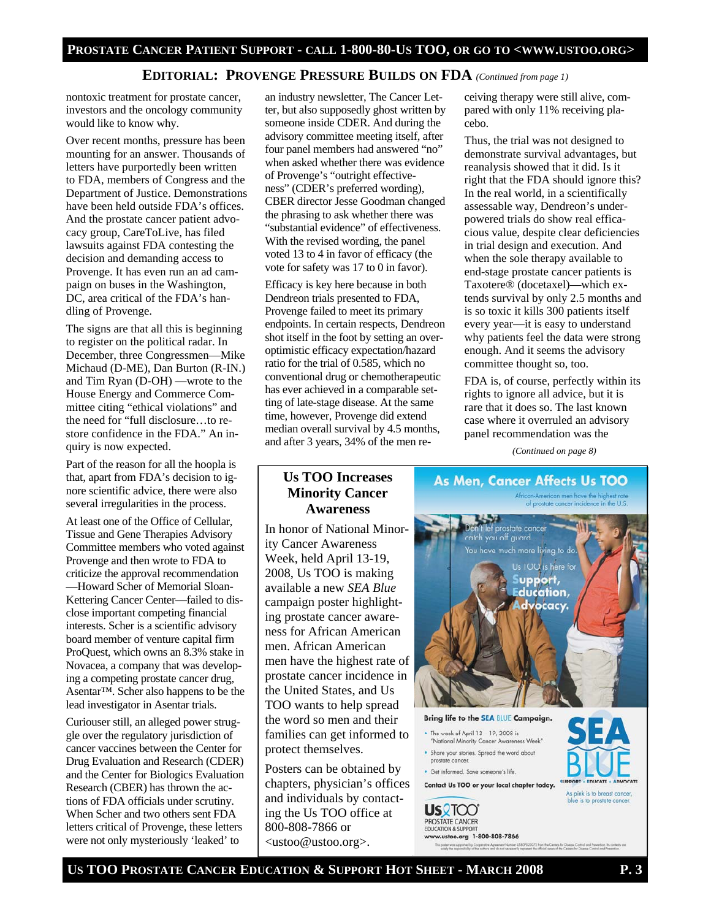## EDITORIAL: PROVENGE PRESSURE BUILDS ON FDA *(Continued from page 1)*

nontoxic treatment for prostate cancer, investors and the oncology community would like to know why.

Over recent months, pressure has been mounting for an answer. Thousands of letters have purportedly been written to FDA, members of Congress and the Department of Justice. Demonstrations have been held outside FDA's offices. And the prostate cancer patient advocacy group, CareToLive, has filed lawsuits against FDA contesting the decision and demanding access to Provenge. It has even run an ad campaign on buses in the Washington, DC, area critical of the FDA's handling of Provenge.

The signs are that all this is beginning to register on the political radar. In December, three Congressmen—Mike Michaud (D-ME), Dan Burton (R-IN.) and Tim Ryan (D-OH) —wrote to the House Energy and Commerce Committee citing "ethical violations" and the need for "full disclosure…to restore confidence in the FDA." An inquiry is now expected.

Part of the reason for all the hoopla is that, apart from FDA's decision to ignore scientific advice, there were also several irregularities in the process.

At least one of the Office of Cellular, Tissue and Gene Therapies Advisory Committee members who voted against Provenge and then wrote to FDA to criticize the approval recommendation—Howard Scher of Memorial Sloan-Kettering Cancer Center—failed to disclose important competing financial interests. Scher is a scientific advisory board member of venture capital firm ProQuest, which owns an 8.3% stake in Novacea, a company that was developing a competing prostate cancer drug, Asentar™. Scher also happens to be the lead investigator in Asentar trials.

Curiouser still, an alleged power struggle over the regulatory jurisdiction of cancer vaccines between the Center for Drug Evaluation and Research (CDER) and the Center for Biologics Evaluation Research (CBER) has thrown the actions of FDA officials under scrutiny. When Scher and two others sent FDA letters critical of Provenge, these letters were not only mysteriously 'leaked' to an industry newsletter, The Cancer Letter, but also supposedly ghost written by someone inside CDER. And during the advisory committee meeting itself, after four panel members had answered "no" when asked whether there was evidence of Provenge's "outright effectiveness" (CDER's preferred wording), CBER director Jesse Goodman changed the phrasing to ask whether there was "substantial evidence" of effectiveness. With the revised wording, the panel voted 13 to 4 in favor of efficacy (the vote for safety was 17 to 0 in favor).

Efficacy is key here because in both Dendreon trials presented to FDA, Provenge failed to meet its primary endpoints. In certain respects, Dendreon shot itself in the foot by setting an over-optimistic efficacy expectation/hazard ratio for the trial of 0.585, which no conventional drug or chemotherapeutic has ever achieved in a comparable setting of late-stage disease. At the same time, however, Provenge did extend median overall survival by 4.5 months, and after 3 years, 34% of the men receiving therapy were still alive, compared with only 11% receiving placebo.

Thus, the trial was not designed to demonstrate survival advantages, but reanalysis showed that it did. Is it right that the FDA should ignore this? In the real world, in a scientifically assessable way, Dendreon's underpowered trials do show real efficacious value, despite clear deficiencies in trial design and execution. And when the sole therapy available to end-stage prostate cancer patients is Taxotere® (docetaxel)—which extends survival by only 2.5 months and is so toxic it kills 300 patients itself every year—it is easy to understand why patients feel the data were strong enough. And it seems the advisory committee thought so, too.

FDA is, of course, perfectly within its rights to ignore all advice, but it is rare that it does so. The last known case where it overruled an advisory panel recommendation was the

*(Continued on page 8)*

## Us TOO Increases Minority Cancer Awareness

In honor of National Minority Cancer Awareness Week, held April 13-19, 2008, Us TOO is making available a new *SEA Blue* campaign poster highlighting prostate cancer awareness for African American men. African American men have the highest rate of prostate cancer incidence in the United States, and Us TOO wants to help spread the word so men and their families can get informed to protect themselves.

Posters can be obtained by chapters, physician's offices and individuals by contacting the Us TOO office at 800-808-7866 or <ustoo@ustoo.org>.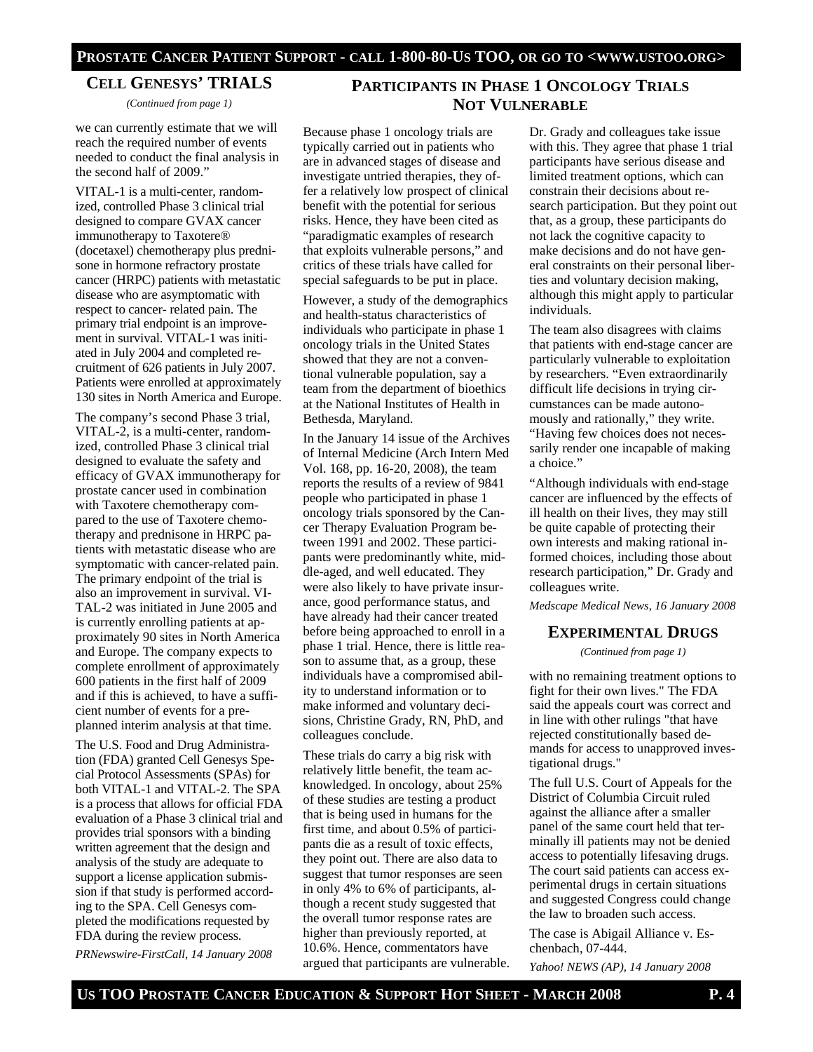## Cell Genesys' TRIALS

*(Continued from page 1)*

we can currently estimate that we will reach the required number of events needed to conduct the final analysis in the second half of 2009."

VITAL-1 is a multi-center, randomized, controlled Phase 3 clinical trial designed to compare GVAX cancer immunotherapy to Taxotere® (docetaxel) chemotherapy plus prednisone in hormone refractory prostate cancer (HRPC) patients with metastatic disease who are asymptomatic with respect to cancer- related pain. The primary trial endpoint is an improvement in survival. VITAL-1 was initiated in July 2004 and completed recruitment of 626 patients in July 2007. Patients were enrolled at approximately 130 sites in North America and Europe.

The company's second Phase 3 trial, VITAL-2, is a multi-center, randomized, controlled Phase 3 clinical trial designed to evaluate the safety and efficacy of GVAX immunotherapy for prostate cancer used in combination with Taxotere chemotherapy compared to the use of Taxotere chemotherapy and prednisone in HRPC patients with metastatic disease who are symptomatic with cancer-related pain. The primary endpoint of the trial is also an improvement in survival. VITAL-2 was initiated in June 2005 and is currently enrolling patients at approximately 90 sites in North America and Europe. The company expects to complete enrollment of approximately 600 patients in the first half of 2009 and if this is achieved, to have a sufficient number of events for a pre-planned interim analysis at that time.

The U.S. Food and Drug Administration (FDA) granted Cell Genesys Special Protocol Assessments (SPAs) for both VITAL-1 and VITAL-2. The SPA is a process that allows for official FDA evaluation of a Phase 3 clinical trial and provides trial sponsors with a binding written agreement that the design and analysis of the study are adequate to support a license application submission if that study is performed according to the SPA. Cell Genesys completed the modifications requested by FDA during the review process.

*PRNewswire-FirstCall, 14 January 2008*

## Participants in Phase 1 Oncology Trials Not Vulnerable

Because phase 1 oncology trials are typically carried out in patients who are in advanced stages of disease and investigate untried therapies, they offer a relatively low prospect of clinical benefit with the potential for serious risks. Hence, they have been cited as "paradigmatic examples of research that exploits vulnerable persons," and critics of these trials have called for special safeguards to be put in place.

However, a study of the demographics and health-status characteristics of individuals who participate in phase 1 oncology trials in the United States showed that they are not a conventional vulnerable population, say a team from the department of bioethics at the National Institutes of Health in Bethesda, Maryland.

In the January 14 issue of the Archives of Internal Medicine (Arch Intern Med Vol. 168, pp. 16-20, 2008), the team reports the results of a review of 9841 people who participated in phase 1 oncology trials sponsored by the Cancer Therapy Evaluation Program between 1991 and 2002. These participants were predominantly white, middle-aged, and well educated. They were also likely to have private insurance, good performance status, and have already had their cancer treated before being approached to enroll in a phase 1 trial. Hence, there is little reason to assume that, as a group, these individuals have a compromised ability to understand information or to make informed and voluntary decisions, Christine Grady, RN, PhD, and colleagues conclude.

These trials do carry a big risk with relatively little benefit, the team acknowledged. In oncology, about 25% of these studies are testing a product that is being used in humans for the first time, and about 0.5% of participants die as a result of toxic effects, they point out. There are also data to suggest that tumor responses are seen in only 4% to 6% of participants, although a recent study suggested that the overall tumor response rates are higher than previously reported, at 10.6%. Hence, commentators have argued that participants are vulnerable.

Dr. Grady and colleagues take issue with this. They agree that phase 1 trial participants have serious disease and limited treatment options, which can constrain their decisions about research participation. But they point out that, as a group, these participants do not lack the cognitive capacity to make decisions and do not have general constraints on their personal liberties and voluntary decision making, although this might apply to particular individuals.

The team also disagrees with claims that patients with end-stage cancer are particularly vulnerable to exploitation by researchers. "Even extraordinarily difficult life decisions in trying circumstances can be made autonomously and rationally," they write. "Having few choices does not necessarily render one incapable of making a choice."

"Although individuals with end-stage cancer are influenced by the effects of ill health on their lives, they may still be quite capable of protecting their own interests and making rational informed choices, including those about research participation," Dr. Grady and colleagues write.

*Medscape Medical News, 16 January 2008*

## Experimental Drugs

*(Continued from page 1)*

with no remaining treatment options to fight for their own lives." The FDA said the appeals court was correct and in line with other rulings "that have rejected constitutionally based demands for access to unapproved investigational drugs."

The full U.S. Court of Appeals for the District of Columbia Circuit ruled against the alliance after a smaller panel of the same court held that terminally ill patients may not be denied access to potentially lifesaving drugs. The court said patients can access experimental drugs in certain situations and suggested Congress could change the law to broaden such access.

The case is Abigail Alliance v. Eschenbach, 07-444.

*Yahoo! NEWS (AP), 14 January 2008*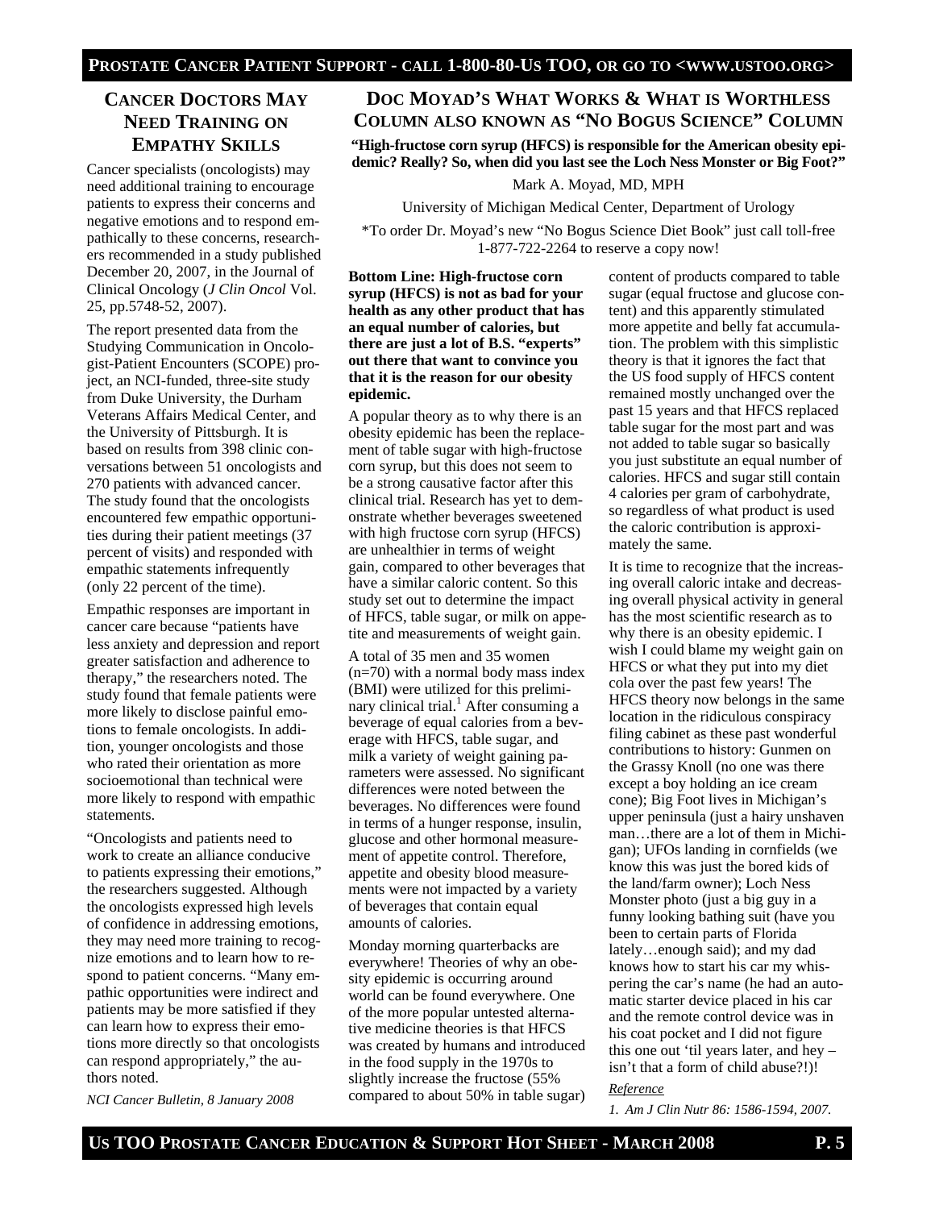## Cancer Doctors May Need Training on Empathy Skills

Cancer specialists (oncologists) may need additional training to encourage patients to express their concerns and negative emotions and to respond empathically to these concerns, researchers recommended in a study published December 20, 2007, in the Journal of Clinical Oncology (*J Clin Oncol* Vol. 25, pp.5748-52, 2007).

The report presented data from the Studying Communication in Oncologist-Patient Encounters (SCOPE) project, an NCI-funded, three-site study from Duke University, the Durham Veterans Affairs Medical Center, and the University of Pittsburgh. It is based on results from 398 clinic conversations between 51 oncologists and 270 patients with advanced cancer. The study found that the oncologists encountered few empathic opportunities during their patient meetings (37 percent of visits) and responded with empathic statements infrequently (only 22 percent of the time).

Empathic responses are important in cancer care because "patients have less anxiety and depression and report greater satisfaction and adherence to therapy," the researchers noted. The study found that female patients were more likely to disclose painful emotions to female oncologists. In addition, younger oncologists and those who rated their orientation as more socioemotional than technical were more likely to respond with empathic statements.

"Oncologists and patients need to work to create an alliance conducive to patients expressing their emotions," the researchers suggested. Although the oncologists expressed high levels of confidence in addressing emotions, they may need more training to recognize emotions and to learn how to respond to patient concerns. "Many empathic opportunities were indirect and patients may be more satisfied if they can learn how to express their emotions more directly so that oncologists can respond appropriately," the authors noted.

*NCI Cancer Bulletin, 8 January 2008*

## Doc Moyad's What Works & What is Worthless Column also known as "No Bogus Science" Column

**"High-fructose corn syrup (HFCS) is responsible for the American obesity epidemic? Really? So, when did you last see the Loch Ness Monster or Big Foot?"**

Mark A. Moyad, MD, MPH

University of Michigan Medical Center, Department of Urology

*To order Dr. Moyad's new "No Bogus Science Diet Book" just call toll-free 1-877-722-2264 to reserve a copy now!

**Bottom Line: High-fructose corn syrup (HFCS) is not as bad for your health as any other product that has an equal number of calories, but there are just a lot of B.S. "experts" out there that want to convince you that it is the reason for our obesity epidemic.**

A popular theory as to why there is an obesity epidemic has been the replacement of table sugar with high-fructose corn syrup, but this does not seem to be a strong causative factor after this clinical trial. Research has yet to demonstrate whether beverages sweetened with high fructose corn syrup (HFCS) are unhealthier in terms of weight gain, compared to other beverages that have a similar caloric content. So this study set out to determine the impact of HFCS, table sugar, or milk on appetite and measurements of weight gain.

A total of 35 men and 35 women (n=70) with a normal body mass index (BMI) were utilized for this preliminary clinical trial.[1] After consuming a beverage of equal calories from a beverage with HFCS, table sugar, and milk a variety of weight gaining parameters were assessed. No significant differences were noted between the beverages. No differences were found in terms of a hunger response, insulin, glucose and other hormonal measurement of appetite control. Therefore, appetite and obesity blood measurements were not impacted by a variety of beverages that contain equal amounts of calories.

Monday morning quarterbacks are everywhere! Theories of why an obesity epidemic is occurring around world can be found everywhere. One of the more popular untested alternative medicine theories is that HFCS was created by humans and introduced in the food supply in the 1970s to slightly increase the fructose (55% compared to about 50% in table sugar) content of products compared to table sugar (equal fructose and glucose content) and this apparently stimulated more appetite and belly fat accumulation. The problem with this simplistic theory is that it ignores the fact that the US food supply of HFCS content remained mostly unchanged over the past 15 years and that HFCS replaced table sugar for the most part and was not added to table sugar so basically you just substitute an equal number of calories. HFCS and sugar still contain 4 calories per gram of carbohydrate, so regardless of what product is used the caloric contribution is approximately the same.

It is time to recognize that the increasing overall caloric intake and decreasing overall physical activity in general has the most scientific research as to why there is an obesity epidemic. I wish I could blame my weight gain on HFCS or what they put into my diet cola over the past few years! The HFCS theory now belongs in the same location in the ridiculous conspiracy filing cabinet as these past wonderful contributions to history: Gunmen on the Grassy Knoll (no one was there except a boy holding an ice cream cone); Big Foot lives in Michigan's upper peninsula (just a hairy unshaven man…there are a lot of them in Michigan); UFOs landing in cornfields (we know this was just the bored kids of the land/farm owner); Loch Ness Monster photo (just a big guy in a funny looking bathing suit (have you been to certain parts of Florida lately…enough said); and my dad knows how to start his car my whispering the car's name (he had an automatic starter device placed in his car and the remote control device was in his coat pocket and I did not figure this one out 'til years later, and hey – isn't that a form of child abuse?!)!

*Reference*

*1. Am J Clin Nutr 86: 1586-1594, 2007.*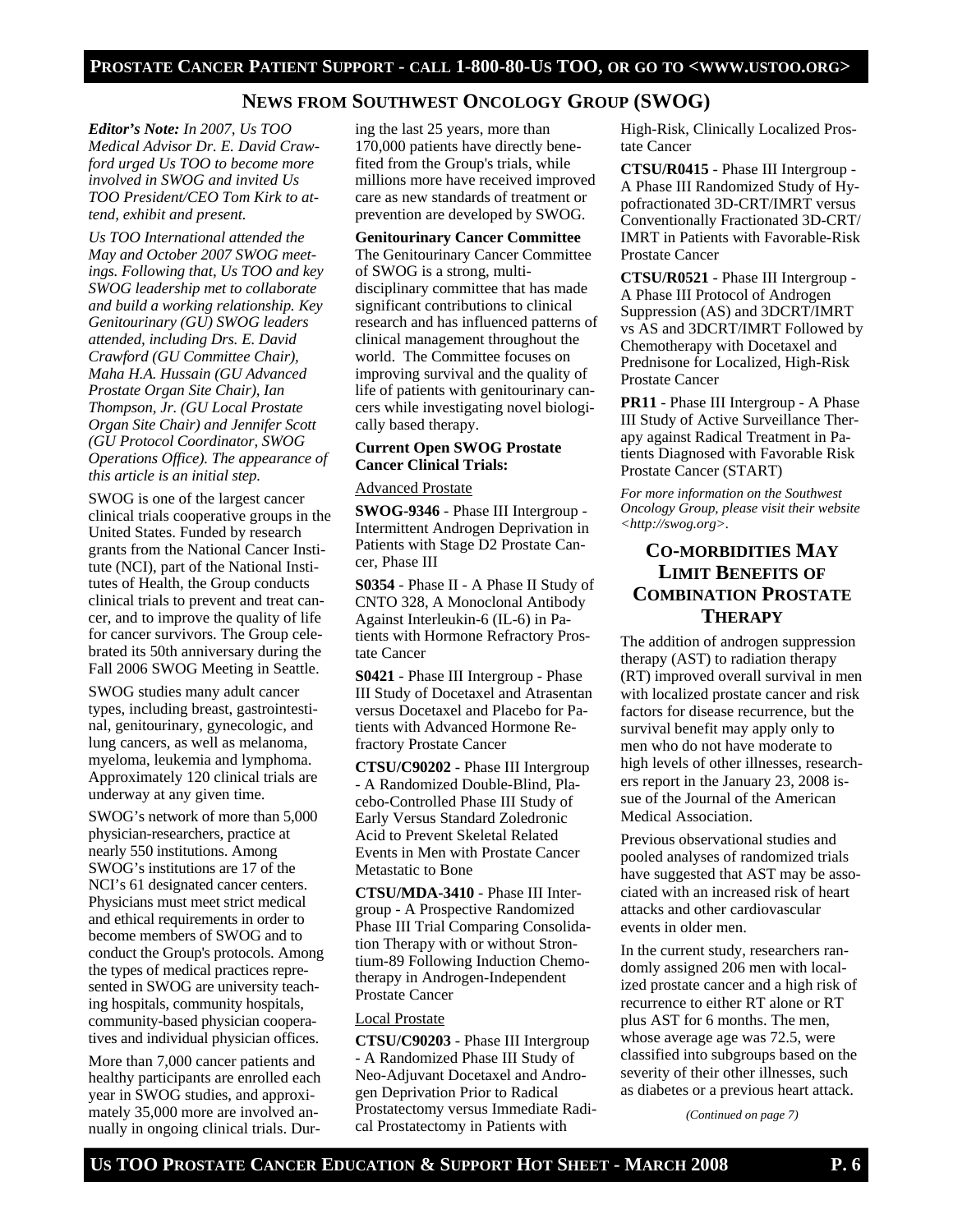## News from Southwest Oncology Group (SWOG)

***Editor's Note:** In 2007, Us TOO Medical Advisor Dr. E. David Crawford urged Us TOO to become more involved in SWOG and invited Us TOO President/CEO Tom Kirk to attend, exhibit and present.*

*Us TOO International attended the May and October 2007 SWOG meetings. Following that, Us TOO and key SWOG leadership met to collaborate and build a working relationship. Key Genitourinary (GU) SWOG leaders attended, including Drs. E. David Crawford (GU Committee Chair), Maha H.A. Hussain (GU Advanced Prostate Organ Site Chair), Ian Thompson, Jr. (GU Local Prostate Organ Site Chair) and Jennifer Scott (GU Protocol Coordinator, SWOG Operations Office). The appearance of this article is an initial step.*

SWOG is one of the largest cancer clinical trials cooperative groups in the United States. Funded by research grants from the National Cancer Institute (NCI), part of the National Institutes of Health, the Group conducts clinical trials to prevent and treat cancer, and to improve the quality of life for cancer survivors. The Group celebrated its 50th anniversary during the Fall 2006 SWOG Meeting in Seattle.

SWOG studies many adult cancer types, including breast, gastrointestinal, genitourinary, gynecologic, and lung cancers, as well as melanoma, myeloma, leukemia and lymphoma. Approximately 120 clinical trials are underway at any given time.

SWOG's network of more than 5,000 physician-researchers, practice at nearly 550 institutions. Among SWOG's institutions are 17 of the NCI's 61 designated cancer centers. Physicians must meet strict medical and ethical requirements in order to become members of SWOG and to conduct the Group's protocols. Among the types of medical practices represented in SWOG are university teaching hospitals, community hospitals, community-based physician cooperatives and individual physician offices.

More than 7,000 cancer patients and healthy participants are enrolled each year in SWOG studies, and approximately 35,000 more are involved annually in ongoing clinical trials. During the last 25 years, more than 170,000 patients have directly benefited from the Group's trials, while millions more have received improved care as new standards of treatment or prevention are developed by SWOG.

**Genitourinary Cancer Committee**

The Genitourinary Cancer Committee of SWOG is a strong, multi-disciplinary committee that has made significant contributions to clinical research and has influenced patterns of clinical management throughout the world. The Committee focuses on improving survival and the quality of life of patients with genitourinary cancers while investigating novel biologically based therapy.

**Current Open SWOG Prostate Cancer Clinical Trials:**

Advanced Prostate

**SWOG-9346** - Phase III Intergroup - Intermittent Androgen Deprivation in Patients with Stage D2 Prostate Cancer, Phase III

**S0354** - Phase II - A Phase II Study of CNTO 328, A Monoclonal Antibody Against Interleukin-6 (IL-6) in Patients with Hormone Refractory Prostate Cancer

**S0421** - Phase III Intergroup - Phase III Study of Docetaxel and Atrasentan versus Docetaxel and Placebo for Patients with Advanced Hormone Refractory Prostate Cancer

**CTSU/C90202** - Phase III Intergroup - A Randomized Double-Blind, Placebo-Controlled Phase III Study of Early Versus Standard Zoledronic Acid to Prevent Skeletal Related Events in Men with Prostate Cancer Metastatic to Bone

**CTSU/MDA-3410** - Phase III Intergroup - A Prospective Randomized Phase III Trial Comparing Consolidation Therapy with or without Strontium-89 Following Induction Chemotherapy in Androgen-Independent Prostate Cancer

Local Prostate

**CTSU/C90203** - Phase III Intergroup - A Randomized Phase III Study of Neo-Adjuvant Docetaxel and Androgen Deprivation Prior to Radical Prostatectomy versus Immediate Radical Prostatectomy in Patients with High-Risk, Clinically Localized Prostate Cancer

**CTSU/R0415** - Phase III Intergroup - A Phase III Randomized Study of Hypofractionated 3D-CRT/IMRT versus Conventionally Fractionated 3D-CRT/IMRT in Patients with Favorable-Risk Prostate Cancer

**CTSU/R0521** - Phase III Intergroup - A Phase III Protocol of Androgen Suppression (AS) and 3DCRT/IMRT vs AS and 3DCRT/IMRT Followed by Chemotherapy with Docetaxel and Prednisone for Localized, High-Risk Prostate Cancer

**PR11** - Phase III Intergroup - A Phase III Study of Active Surveillance Therapy against Radical Treatment in Patients Diagnosed with Favorable Risk Prostate Cancer (START)

*For more information on the Southwest Oncology Group, please visit their website <http://swog.org>.*

## Co-morbidities May Limit Benefits of Combination Prostate Therapy

The addition of androgen suppression therapy (AST) to radiation therapy (RT) improved overall survival in men with localized prostate cancer and risk factors for disease recurrence, but the survival benefit may apply only to men who do not have moderate to high levels of other illnesses, researchers report in the January 23, 2008 issue of the Journal of the American Medical Association.

Previous observational studies and pooled analyses of randomized trials have suggested that AST may be associated with an increased risk of heart attacks and other cardiovascular events in older men.

In the current study, researchers randomly assigned 206 men with localized prostate cancer and a high risk of recurrence to either RT alone or RT plus AST for 6 months. The men, whose average age was 72.5, were classified into subgroups based on the severity of their other illnesses, such as diabetes or a previous heart attack.

*(Continued on page 7)*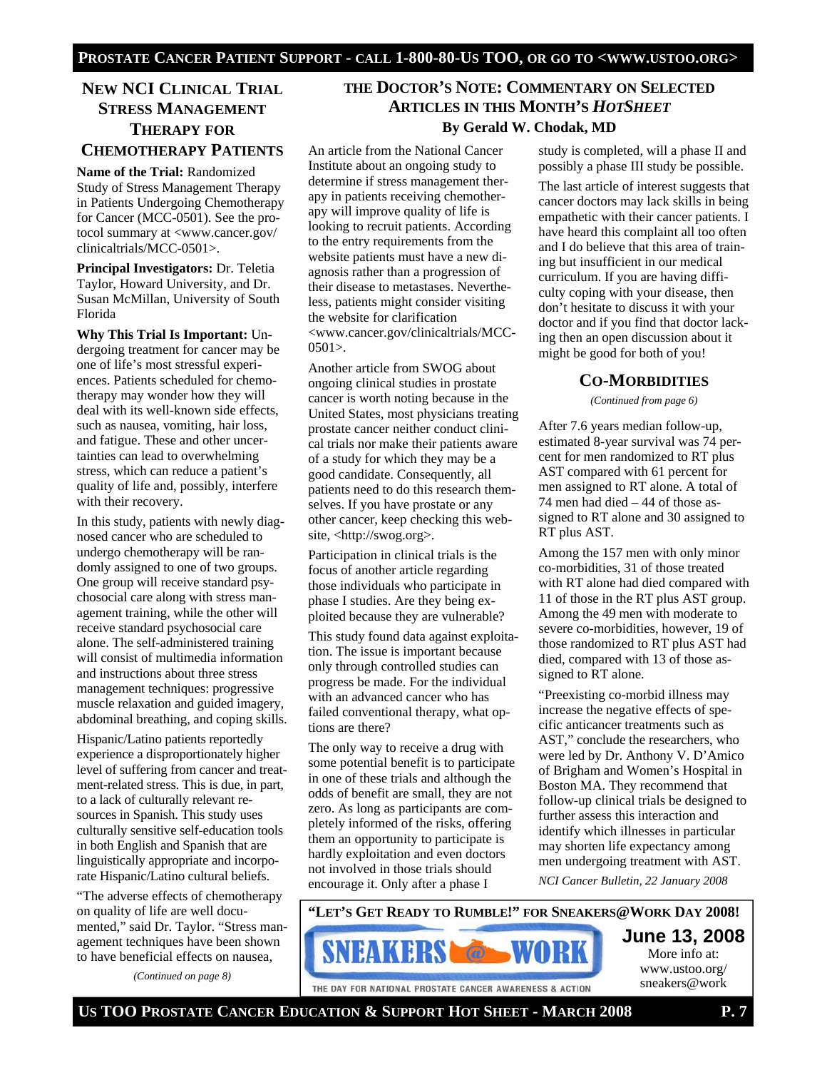## NEW NCI CLINICAL TRIAL STRESS MANAGEMENT THERAPY FOR CHEMOTHERAPY PATIENTS

**Name of the Trial:** Randomized Study of Stress Management Therapy in Patients Undergoing Chemotherapy for Cancer (MCC-0501). See the protocol summary at <www.cancer.gov/clinicaltrials/MCC-0501>.

**Principal Investigators:** Dr. Teletia Taylor, Howard University, and Dr. Susan McMillan, University of South Florida

**Why This Trial Is Important:** Undergoing treatment for cancer may be one of life's most stressful experiences. Patients scheduled for chemotherapy may wonder how they will deal with its well-known side effects, such as nausea, vomiting, hair loss, and fatigue. These and other uncertainties can lead to overwhelming stress, which can reduce a patient's quality of life and, possibly, interfere with their recovery.

In this study, patients with newly diagnosed cancer who are scheduled to undergo chemotherapy will be randomly assigned to one of two groups. One group will receive standard psychosocial care along with stress management training, while the other will receive standard psychosocial care alone. The self-administered training will consist of multimedia information and instructions about three stress management techniques: progressive muscle relaxation and guided imagery, abdominal breathing, and coping skills.

Hispanic/Latino patients reportedly experience a disproportionately higher level of suffering from cancer and treatment-related stress. This is due, in part, to a lack of culturally relevant resources in Spanish. This study uses culturally sensitive self-education tools in both English and Spanish that are linguistically appropriate and incorporate Hispanic/Latino cultural beliefs.

"The adverse effects of chemotherapy on quality of life are well documented," said Dr. Taylor. "Stress management techniques have been shown to have beneficial effects on nausea,

*(Continued on page 8)*

## THE DOCTOR'S NOTE: COMMENTARY ON SELECTED ARTICLES IN THIS MONTH'S *HOTSHEET*

**By Gerald W. Chodak, MD**

An article from the National Cancer Institute about an ongoing study to determine if stress management therapy in patients receiving chemotherapy will improve quality of life is looking to recruit patients. According to the entry requirements from the website patients must have a new diagnosis rather than a progression of their disease to metastases. Nevertheless, patients might consider visiting the website for clarification <www.cancer.gov/clinicaltrials/MCC-0501>.

Another article from SWOG about ongoing clinical studies in prostate cancer is worth noting because in the United States, most physicians treating prostate cancer neither conduct clinical trials nor make their patients aware of a study for which they may be a good candidate. Consequently, all patients need to do this research themselves. If you have prostate or any other cancer, keep checking this website, <http://swog.org>.

Participation in clinical trials is the focus of another article regarding those individuals who participate in phase I studies. Are they being exploited because they are vulnerable?

This study found data against exploitation. The issue is important because only through controlled studies can progress be made. For the individual with an advanced cancer who has failed conventional therapy, what options are there?

The only way to receive a drug with some potential benefit is to participate in one of these trials and although the odds of benefit are small, they are not zero. As long as participants are completely informed of the risks, offering them an opportunity to participate is hardly exploitation and even doctors not involved in those trials should encourage it. Only after a phase I study is completed, will a phase II and possibly a phase III study be possible.

The last article of interest suggests that cancer doctors may lack skills in being empathetic with their cancer patients. I have heard this complaint all too often and I do believe that this area of training but insufficient in our medical curriculum. If you are having difficulty coping with your disease, then don't hesitate to discuss it with your doctor and if you find that doctor lacking then an open discussion about it might be good for both of you!

## CO-MORBIDITIES

*(Continued from page 6)*

After 7.6 years median follow-up, estimated 8-year survival was 74 percent for men randomized to RT plus AST compared with 61 percent for men assigned to RT alone. A total of 74 men had died – 44 of those assigned to RT alone and 30 assigned to RT plus AST.

Among the 157 men with only minor co-morbidities, 31 of those treated with RT alone had died compared with 11 of those in the RT plus AST group. Among the 49 men with moderate to severe co-morbidities, however, 19 of those randomized to RT plus AST had died, compared with 13 of those assigned to RT alone.

"Preexisting co-morbid illness may increase the negative effects of specific anticancer treatments such as AST," conclude the researchers, who were led by Dr. Anthony V. D'Amico of Brigham and Women's Hospital in Boston MA. They recommend that follow-up clinical trials be designed to further assess this interaction and identify which illnesses in particular may shorten life expectancy among men undergoing treatment with AST.

*NCI Cancer Bulletin, 22 January 2008*

**"LET'S GET READY TO RUMBLE!" FOR SNEAKERS@WORK DAY 2008!**

SNEAKERS @ WORK

THE DAY FOR NATIONAL PROSTATE CANCER AWARENESS & ACTION

**June 13, 2008**

More info at: www.ustoo.org/sneakers@work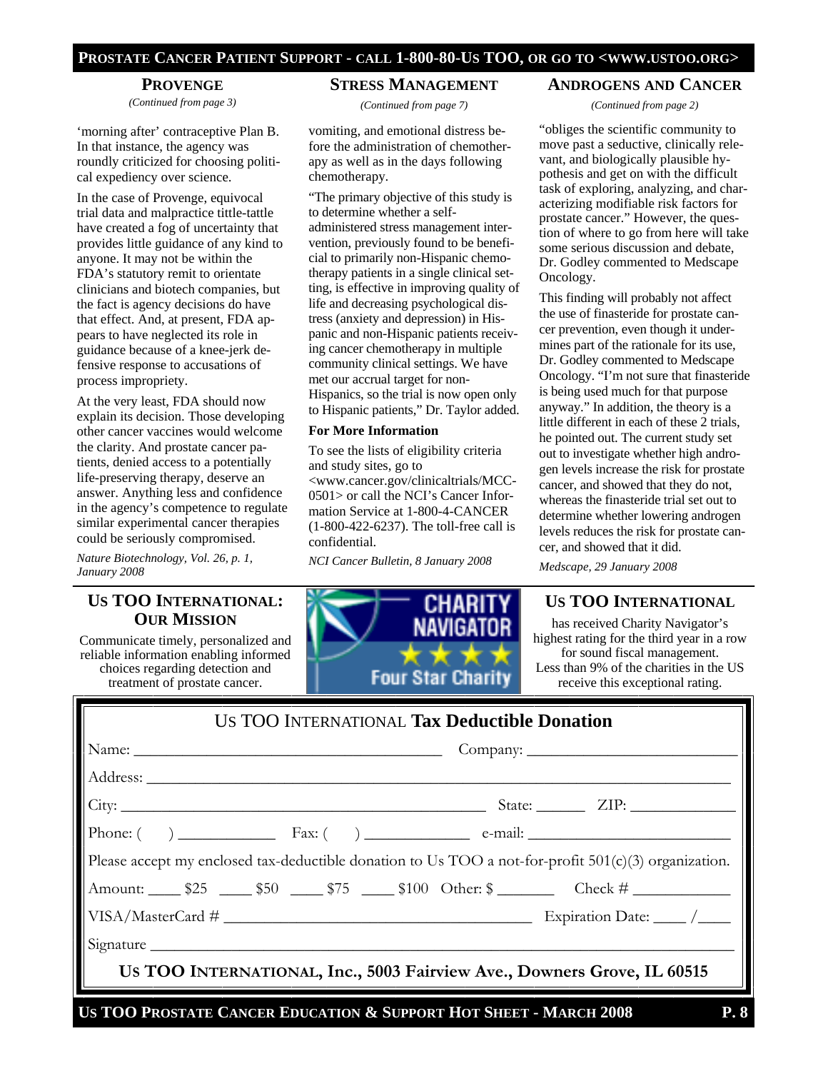## PROVENGE

*(Continued from page 3)*

'morning after' contraceptive Plan B. In that instance, the agency was roundly criticized for choosing political expediency over science.

In the case of Provenge, equivocal trial data and malpractice tittle-tattle have created a fog of uncertainty that provides little guidance of any kind to anyone. It may not be within the FDA's statutory remit to orientate clinicians and biotech companies, but the fact is agency decisions do have that effect. And, at present, FDA appears to have neglected its role in guidance because of a knee-jerk defensive response to accusations of process impropriety.

At the very least, FDA should now explain its decision. Those developing other cancer vaccines would welcome the clarity. And prostate cancer patients, denied access to a potentially life-preserving therapy, deserve an answer. Anything less and confidence in the agency's competence to regulate similar experimental cancer therapies could be seriously compromised.

*Nature Biotechnology, Vol. 26, p. 1, January 2008*

## STRESS MANAGEMENT

*(Continued from page 7)*

vomiting, and emotional distress before the administration of chemotherapy as well as in the days following chemotherapy.

"The primary objective of this study is to determine whether a self-administered stress management intervention, previously found to be beneficial to primarily non-Hispanic chemotherapy patients in a single clinical setting, is effective in improving quality of life and decreasing psychological distress (anxiety and depression) in Hispanic and non-Hispanic patients receiving cancer chemotherapy in multiple community clinical settings. We have met our accrual target for non-Hispanics, so the trial is now open only to Hispanic patients," Dr. Taylor added.

**For More Information**

To see the lists of eligibility criteria and study sites, go to <www.cancer.gov/clinicaltrials/MCC-0501> or call the NCI's Cancer Information Service at 1-800-4-CANCER (1-800-422-6237). The toll-free call is confidential.

*NCI Cancer Bulletin, 8 January 2008*

## ANDROGENS AND CANCER

*(Continued from page 2)*

"obliges the scientific community to move past a seductive, clinically relevant, and biologically plausible hypothesis and get on with the difficult task of exploring, analyzing, and characterizing modifiable risk factors for prostate cancer." However, the question of where to go from here will take some serious discussion and debate, Dr. Godley commented to Medscape Oncology.

This finding will probably not affect the use of finasteride for prostate cancer prevention, even though it undermines part of the rationale for its use, Dr. Godley commented to Medscape Oncology. "I'm not sure that finasteride is being used much for that purpose anyway." In addition, the theory is a little different in each of these 2 trials, he pointed out. The current study set out to investigate whether high androgen levels increase the risk for prostate cancer, and showed that they do not, whereas the finasteride trial set out to determine whether lowering androgen levels reduces the risk for prostate cancer, and showed that it did.

*Medscape, 29 January 2008*

## US TOO INTERNATIONAL: OUR MISSION

Communicate timely, personalized and reliable information enabling informed choices regarding detection and treatment of prostate cancer.

CHARITY NAVIGATOR
★★★★
Four Star Charity

## US TOO INTERNATIONAL

has received Charity Navigator's highest rating for the third year in a row for sound fiscal management. Less than 9% of the charities in the US receive this exceptional rating.

## US TOO INTERNATIONAL **Tax Deductible Donation**

Name: ______________________ Company: ______________________

Address: ______________________________________________

City: ______________________ State: ______ ZIP: ____________

Phone: ( ) ____________ Fax: ( ) ____________ e-mail: ______________________

Please accept my enclosed tax-deductible donation to Us TOO a not-for-profit 501(c)(3) organization.

Amount: ____ $25 ____ $50 ____ $75 ____ $100 Other: $ _______ Check # ____________

VISA/MasterCard # ______________________________ Expiration Date: ____ /____

Signature ______________________________________________

**US TOO INTERNATIONAL, Inc., 5003 Fairview Ave., Downers Grove, IL 60515**